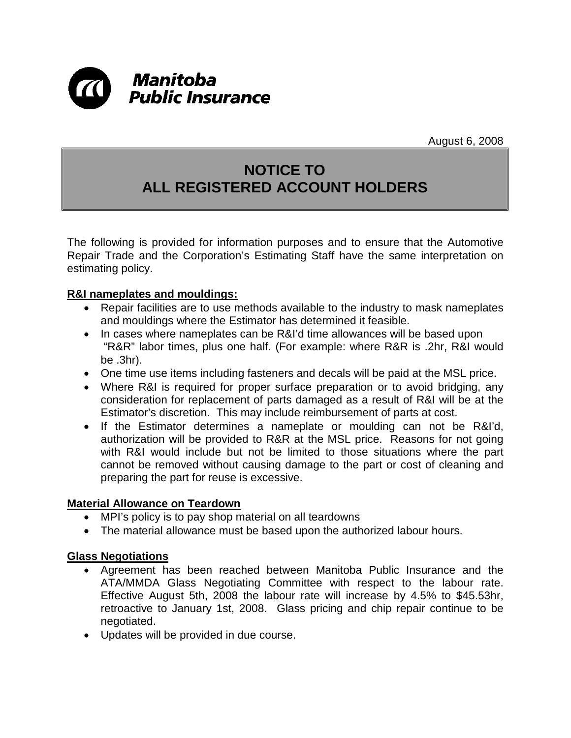**Manitoba Public Insurance**

August 6, 2008

# NOTICE TO ALL REGISTERED ACCOUNT HOLDERS

The following is provided for information purposes and to ensure that the Automotive Repair Trade and the Corporation's Estimating Staff have the same interpretation on estimating policy.

**R&I nameplates and mouldings:**

- Repair facilities are to use methods available to the industry to mask nameplates and mouldings where the Estimator has determined it feasible.
- In cases where nameplates can be R&I'd time allowances will be based upon "R&R" labor times, plus one half. (For example: where R&R is .2hr, R&I would be .3hr).
- One time use items including fasteners and decals will be paid at the MSL price.
- Where R&I is required for proper surface preparation or to avoid bridging, any consideration for replacement of parts damaged as a result of R&I will be at the Estimator's discretion. This may include reimbursement of parts at cost.
- If the Estimator determines a nameplate or moulding can not be R&I'd, authorization will be provided to R&R at the MSL price. Reasons for not going with R&I would include but not be limited to those situations where the part cannot be removed without causing damage to the part or cost of cleaning and preparing the part for reuse is excessive.

**Material Allowance on Teardown**

- MPI's policy is to pay shop material on all teardowns
- The material allowance must be based upon the authorized labour hours.

**Glass Negotiations**

- Agreement has been reached between Manitoba Public Insurance and the ATA/MMDA Glass Negotiating Committee with respect to the labour rate. Effective August 5th, 2008 the labour rate will increase by 4.5% to $45.53hr, retroactive to January 1st, 2008. Glass pricing and chip repair continue to be negotiated.
- Updates will be provided in due course.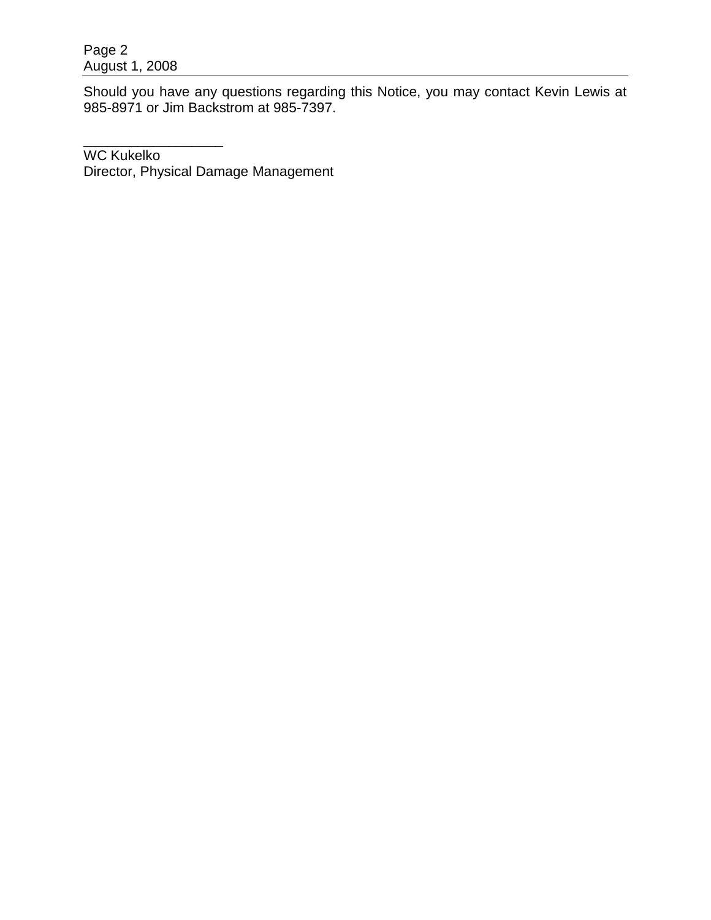Should you have any questions regarding this Notice, you may contact Kevin Lewis at 985-8971 or Jim Backstrom at 985-7397.

__________________

WC Kukelko
Director, Physical Damage Management